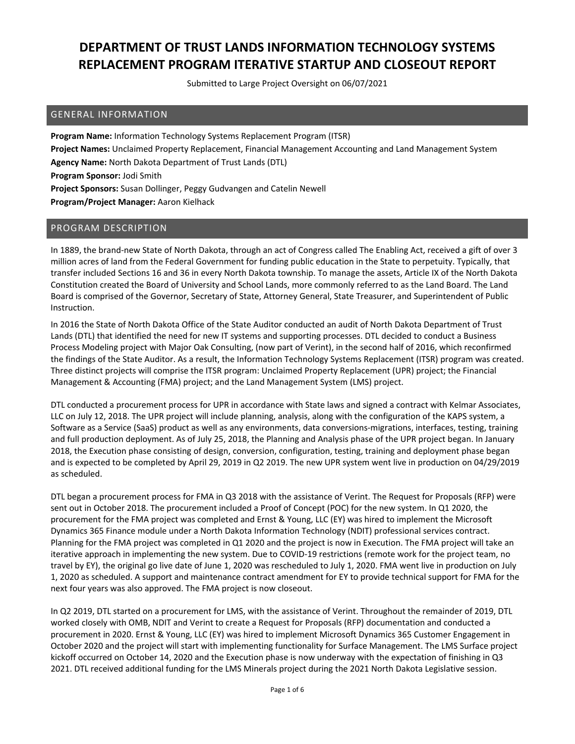# DEPARTMENT OF TRUST LANDS INFORMATION TECHNOLOGY SYSTEMS REPLACEMENT PROGRAM ITERATIVE STARTUP AND CLOSEOUT REPORT

Submitted to Large Project Oversight on 06/07/2021

## GENERAL INFORMATION

**Program Name:** Information Technology Systems Replacement Program (ITSR)
**Project Names:** Unclaimed Property Replacement, Financial Management Accounting and Land Management System
**Agency Name:** North Dakota Department of Trust Lands (DTL)
**Program Sponsor:** Jodi Smith
**Project Sponsors:** Susan Dollinger, Peggy Gudvangen and Catelin Newell
**Program/Project Manager:** Aaron Kielhack

## PROGRAM DESCRIPTION

In 1889, the brand-new State of North Dakota, through an act of Congress called The Enabling Act, received a gift of over 3 million acres of land from the Federal Government for funding public education in the State to perpetuity. Typically, that transfer included Sections 16 and 36 in every North Dakota township. To manage the assets, Article IX of the North Dakota Constitution created the Board of University and School Lands, more commonly referred to as the Land Board. The Land Board is comprised of the Governor, Secretary of State, Attorney General, State Treasurer, and Superintendent of Public Instruction.

In 2016 the State of North Dakota Office of the State Auditor conducted an audit of North Dakota Department of Trust Lands (DTL) that identified the need for new IT systems and supporting processes. DTL decided to conduct a Business Process Modeling project with Major Oak Consulting, (now part of Verint), in the second half of 2016, which reconfirmed the findings of the State Auditor. As a result, the Information Technology Systems Replacement (ITSR) program was created. Three distinct projects will comprise the ITSR program: Unclaimed Property Replacement (UPR) project; the Financial Management & Accounting (FMA) project; and the Land Management System (LMS) project.

DTL conducted a procurement process for UPR in accordance with State laws and signed a contract with Kelmar Associates, LLC on July 12, 2018. The UPR project will include planning, analysis, along with the configuration of the KAPS system, a Software as a Service (SaaS) product as well as any environments, data conversions-migrations, interfaces, testing, training and full production deployment. As of July 25, 2018, the Planning and Analysis phase of the UPR project began. In January 2018, the Execution phase consisting of design, conversion, configuration, testing, training and deployment phase began and is expected to be completed by April 29, 2019 in Q2 2019. The new UPR system went live in production on 04/29/2019 as scheduled.

DTL began a procurement process for FMA in Q3 2018 with the assistance of Verint. The Request for Proposals (RFP) were sent out in October 2018. The procurement included a Proof of Concept (POC) for the new system. In Q1 2020, the procurement for the FMA project was completed and Ernst & Young, LLC (EY) was hired to implement the Microsoft Dynamics 365 Finance module under a North Dakota Information Technology (NDIT) professional services contract. Planning for the FMA project was completed in Q1 2020 and the project is now in Execution. The FMA project will take an iterative approach in implementing the new system. Due to COVID-19 restrictions (remote work for the project team, no travel by EY), the original go live date of June 1, 2020 was rescheduled to July 1, 2020. FMA went live in production on July 1, 2020 as scheduled. A support and maintenance contract amendment for EY to provide technical support for FMA for the next four years was also approved. The FMA project is now closeout.

In Q2 2019, DTL started on a procurement for LMS, with the assistance of Verint. Throughout the remainder of 2019, DTL worked closely with OMB, NDIT and Verint to create a Request for Proposals (RFP) documentation and conducted a procurement in 2020. Ernst & Young, LLC (EY) was hired to implement Microsoft Dynamics 365 Customer Engagement in October 2020 and the project will start with implementing functionality for Surface Management. The LMS Surface project kickoff occurred on October 14, 2020 and the Execution phase is now underway with the expectation of finishing in Q3 2021. DTL received additional funding for the LMS Minerals project during the 2021 North Dakota Legislative session.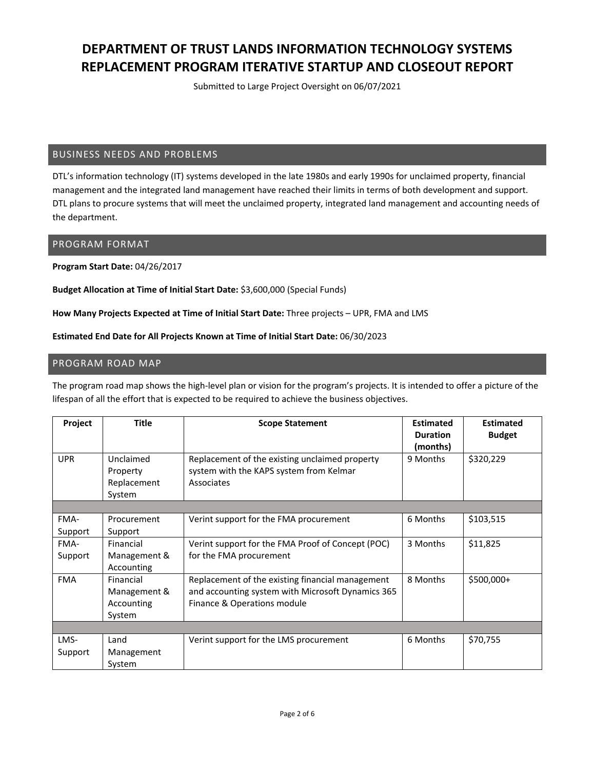# DEPARTMENT OF TRUST LANDS INFORMATION TECHNOLOGY SYSTEMS REPLACEMENT PROGRAM ITERATIVE STARTUP AND CLOSEOUT REPORT

Submitted to Large Project Oversight on 06/07/2021

## BUSINESS NEEDS AND PROBLEMS

DTL's information technology (IT) systems developed in the late 1980s and early 1990s for unclaimed property, financial management and the integrated land management have reached their limits in terms of both development and support. DTL plans to procure systems that will meet the unclaimed property, integrated land management and accounting needs of the department.

## PROGRAM FORMAT

**Program Start Date:** 04/26/2017

**Budget Allocation at Time of Initial Start Date:** $3,600,000 (Special Funds)

**How Many Projects Expected at Time of Initial Start Date:** Three projects – UPR, FMA and LMS

**Estimated End Date for All Projects Known at Time of Initial Start Date:** 06/30/2023

## PROGRAM ROAD MAP

The program road map shows the high-level plan or vision for the program's projects. It is intended to offer a picture of the lifespan of all the effort that is expected to be required to achieve the business objectives.

| Project | Title | Scope Statement | Estimated Duration (months) | Estimated Budget |
|---|---|---|---|---|
| UPR | Unclaimed Property Replacement System | Replacement of the existing unclaimed property system with the KAPS system from Kelmar Associates | 9 Months | $320,229 |
| | | | | |
| FMA-Support | Procurement Support | Verint support for the FMA procurement | 6 Months | $103,515 |
| FMA-Support | Financial Management & Accounting | Verint support for the FMA Proof of Concept (POC) for the FMA procurement | 3 Months | $11,825 |
| FMA | Financial Management & Accounting System | Replacement of the existing financial management and accounting system with Microsoft Dynamics 365 Finance & Operations module | 8 Months | $500,000+ |
| | | | | |
| LMS-Support | Land Management System | Verint support for the LMS procurement | 6 Months | $70,755 |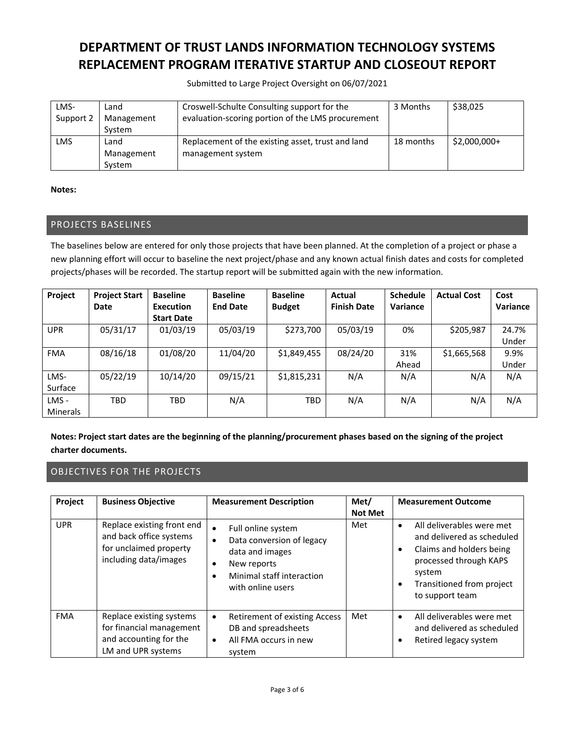# DEPARTMENT OF TRUST LANDS INFORMATION TECHNOLOGY SYSTEMS REPLACEMENT PROGRAM ITERATIVE STARTUP AND CLOSEOUT REPORT

Submitted to Large Project Oversight on 06/07/2021

| | | | | |
|---|---|---|---|---|
| LMS-Support 2 | Land Management System | Croswell-Schulte Consulting support for the evaluation-scoring portion of the LMS procurement | 3 Months | $38,025 |
| LMS | Land Management System | Replacement of the existing asset, trust and land management system | 18 months | $2,000,000+ |

**Notes:**

## PROJECTS BASELINES

The baselines below are entered for only those projects that have been planned. At the completion of a project or phase a new planning effort will occur to baseline the next project/phase and any known actual finish dates and costs for completed projects/phases will be recorded. The startup report will be submitted again with the new information.

| Project | Project Start Date | Baseline Execution Start Date | Baseline End Date | Baseline Budget | Actual Finish Date | Schedule Variance | Actual Cost | Cost Variance |
|---|---|---|---|---|---|---|---|---|
| UPR | 05/31/17 | 01/03/19 | 05/03/19 | $273,700 | 05/03/19 | 0% | $205,987 | 24.7% Under |
| FMA | 08/16/18 | 01/08/20 | 11/04/20 | $1,849,455 | 08/24/20 | 31% Ahead | $1,665,568 | 9.9% Under |
| LMS-Surface | 05/22/19 | 10/14/20 | 09/15/21 | $1,815,231 | N/A | N/A | N/A | N/A |
| LMS - Minerals | TBD | TBD | N/A | TBD | N/A | N/A | N/A | N/A |

**Notes: Project start dates are the beginning of the planning/procurement phases based on the signing of the project charter documents.**

## OBJECTIVES FOR THE PROJECTS

| Project | Business Objective | Measurement Description | Met/ Not Met | Measurement Outcome |
|---|---|---|---|---|
| UPR | Replace existing front end and back office systems for unclaimed property including data/images | • Full online system<br>• Data conversion of legacy data and images<br>• New reports<br>• Minimal staff interaction with online users | Met | • All deliverables were met and delivered as scheduled<br>• Claims and holders being processed through KAPS system<br>• Transitioned from project to support team |
| FMA | Replace existing systems for financial management and accounting for the LM and UPR systems | • Retirement of existing Access DB and spreadsheets<br>• All FMA occurs in new system | Met | • All deliverables were met and delivered as scheduled<br>• Retired legacy system |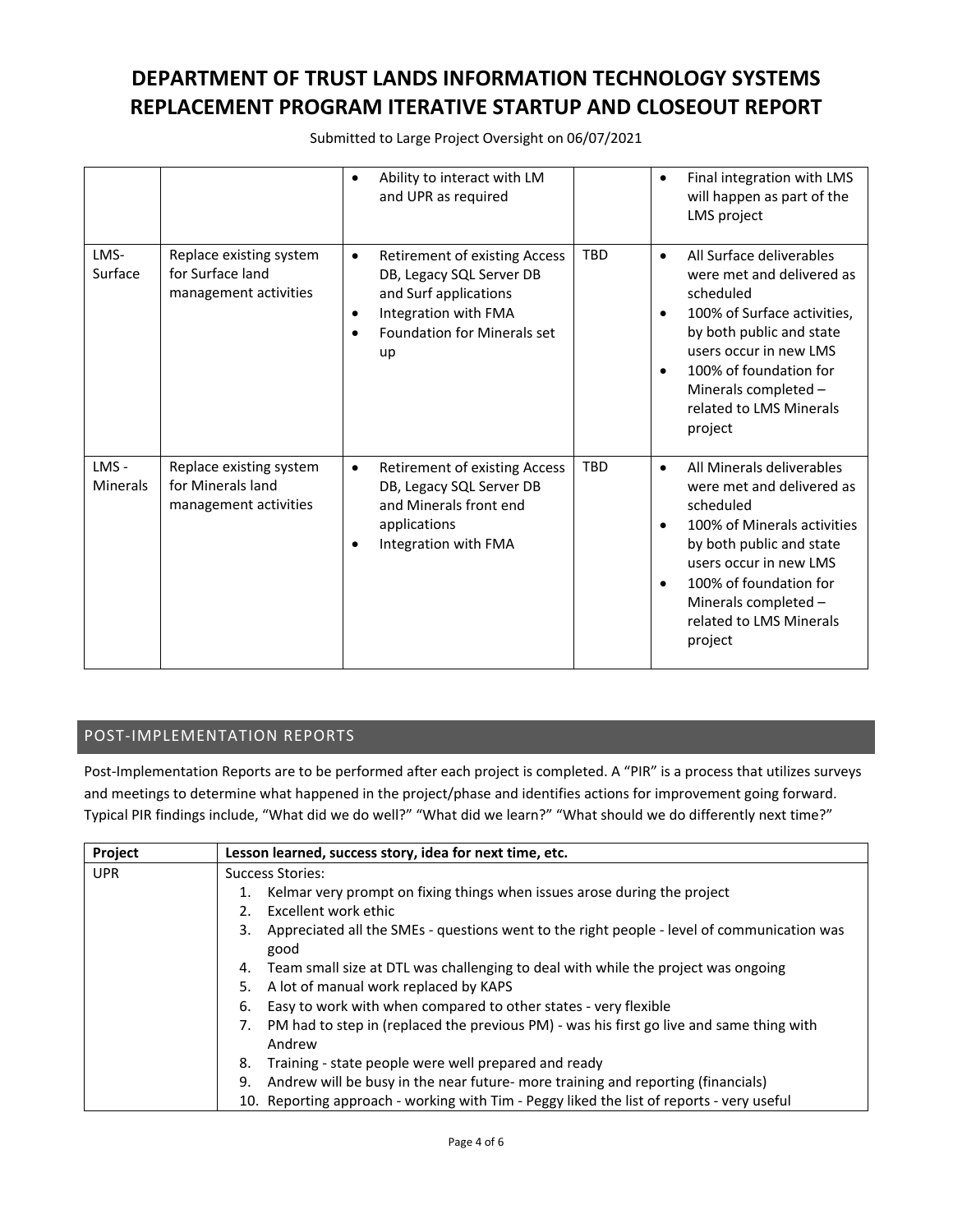|  |  | • Ability to interact with LM and UPR as required |  | • Final integration with LMS will happen as part of the LMS project |
|---|---|---|---|---|
| LMS-Surface | Replace existing system for Surface land management activities | • Retirement of existing Access DB, Legacy SQL Server DB and Surf applications<br>• Integration with FMA<br>• Foundation for Minerals set up | TBD | • All Surface deliverables were met and delivered as scheduled<br>• 100% of Surface activities, by both public and state users occur in new LMS<br>• 100% of foundation for Minerals completed – related to LMS Minerals project |
| LMS - Minerals | Replace existing system for Minerals land management activities | • Retirement of existing Access DB, Legacy SQL Server DB and Minerals front end applications<br>• Integration with FMA | TBD | • All Minerals deliverables were met and delivered as scheduled<br>• 100% of Minerals activities by both public and state users occur in new LMS<br>• 100% of foundation for Minerals completed – related to LMS Minerals project |

## POST-IMPLEMENTATION REPORTS

Post-Implementation Reports are to be performed after each project is completed. A "PIR" is a process that utilizes surveys and meetings to determine what happened in the project/phase and identifies actions for improvement going forward. Typical PIR findings include, "What did we do well?" "What did we learn?" "What should we do differently next time?"

| Project | Lesson learned, success story, idea for next time, etc. |
|---|---|
| UPR | Success Stories:<br>1. Kelmar very prompt on fixing things when issues arose during the project<br>2. Excellent work ethic<br>3. Appreciated all the SMEs - questions went to the right people - level of communication was good<br>4. Team small size at DTL was challenging to deal with while the project was ongoing<br>5. A lot of manual work replaced by KAPS<br>6. Easy to work with when compared to other states - very flexible<br>7. PM had to step in (replaced the previous PM) - was his first go live and same thing with Andrew<br>8. Training - state people were well prepared and ready<br>9. Andrew will be busy in the near future- more training and reporting (financials)<br>10. Reporting approach - working with Tim - Peggy liked the list of reports - very useful |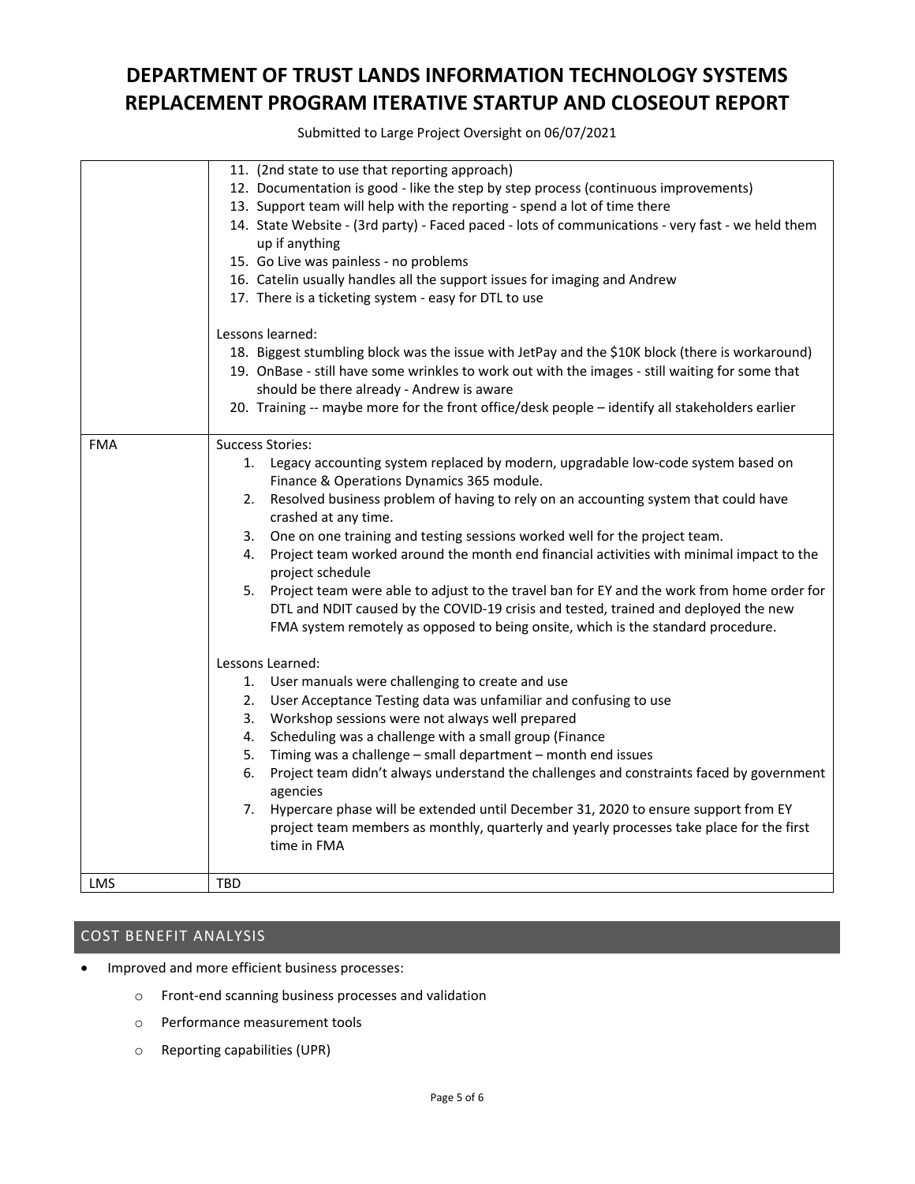| | |
|---|---|
| | 11. (2nd state to use that reporting approach)<br>12. Documentation is good - like the step by step process (continuous improvements)<br>13. Support team will help with the reporting - spend a lot of time there<br>14. State Website - (3rd party) - Faced paced - lots of communications - very fast - we held them up if anything<br>15. Go Live was painless - no problems<br>16. Catelin usually handles all the support issues for imaging and Andrew<br>17. There is a ticketing system - easy for DTL to use<br><br>Lessons learned:<br>18. Biggest stumbling block was the issue with JetPay and the $10K block (there is workaround)<br>19. OnBase - still have some wrinkles to work out with the images - still waiting for some that should be there already - Andrew is aware<br>20. Training -- maybe more for the front office/desk people – identify all stakeholders earlier |
| FMA | Success Stories:<br>1. Legacy accounting system replaced by modern, upgradable low-code system based on Finance & Operations Dynamics 365 module.<br>2. Resolved business problem of having to rely on an accounting system that could have crashed at any time.<br>3. One on one training and testing sessions worked well for the project team.<br>4. Project team worked around the month end financial activities with minimal impact to the project schedule<br>5. Project team were able to adjust to the travel ban for EY and the work from home order for DTL and NDIT caused by the COVID-19 crisis and tested, trained and deployed the new FMA system remotely as opposed to being onsite, which is the standard procedure.<br><br>Lessons Learned:<br>1. User manuals were challenging to create and use<br>2. User Acceptance Testing data was unfamiliar and confusing to use<br>3. Workshop sessions were not always well prepared<br>4. Scheduling was a challenge with a small group (Finance<br>5. Timing was a challenge – small department – month end issues<br>6. Project team didn't always understand the challenges and constraints faced by government agencies<br>7. Hypercare phase will be extended until December 31, 2020 to ensure support from EY project team members as monthly, quarterly and yearly processes take place for the first time in FMA |
| LMS | TBD |

## COST BENEFIT ANALYSIS

- Improved and more efficient business processes:
  - Front-end scanning business processes and validation
  - Performance measurement tools
  - Reporting capabilities (UPR)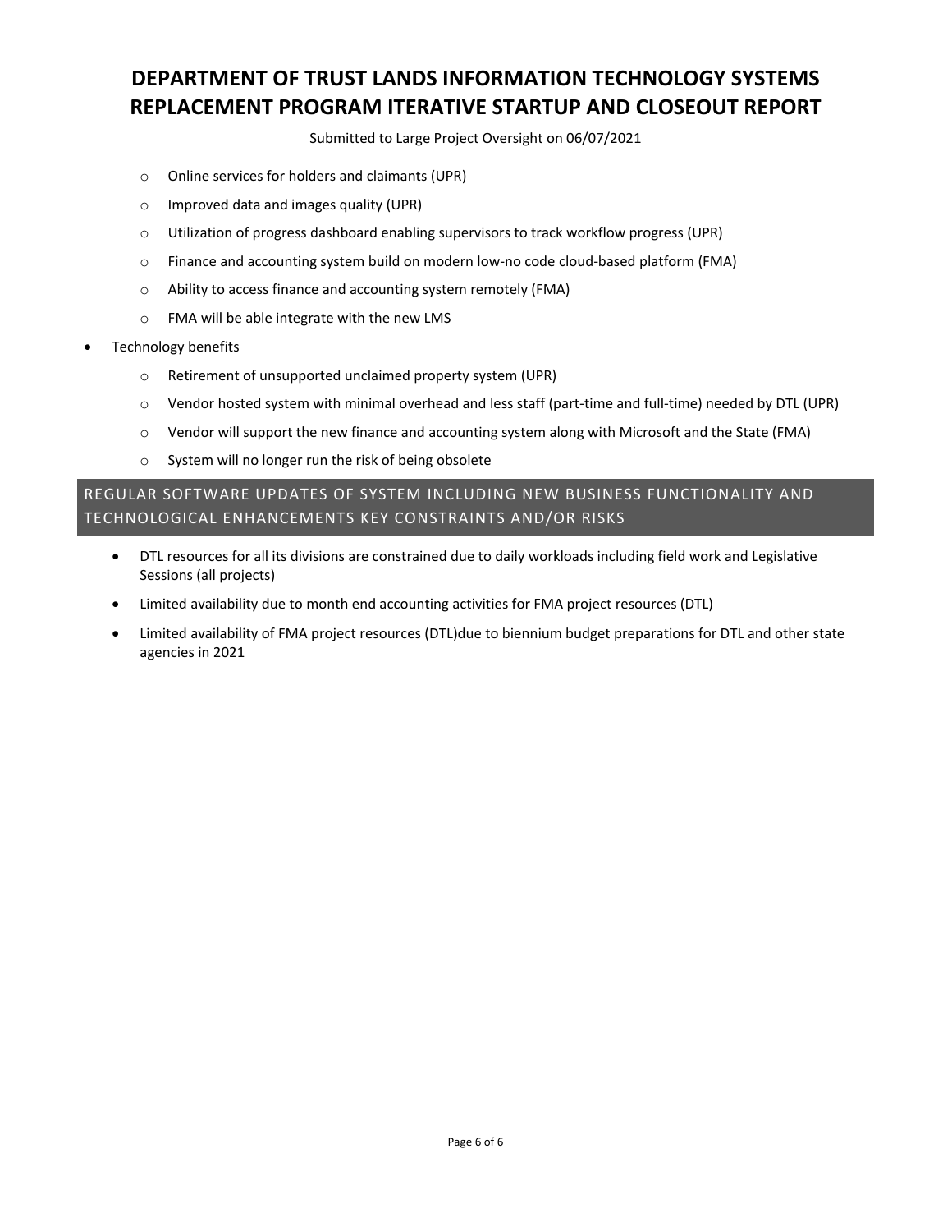- Online services for holders and claimants (UPR)
  - Improved data and images quality (UPR)
  - Utilization of progress dashboard enabling supervisors to track workflow progress (UPR)
  - Finance and accounting system build on modern low-no code cloud-based platform (FMA)
  - Ability to access finance and accounting system remotely (FMA)
  - FMA will be able integrate with the new LMS
- Technology benefits
  - Retirement of unsupported unclaimed property system (UPR)
  - Vendor hosted system with minimal overhead and less staff (part-time and full-time) needed by DTL (UPR)
  - Vendor will support the new finance and accounting system along with Microsoft and the State (FMA)
  - System will no longer run the risk of being obsolete

## REGULAR SOFTWARE UPDATES OF SYSTEM INCLUDING NEW BUSINESS FUNCTIONALITY AND TECHNOLOGICAL ENHANCEMENTS KEY CONSTRAINTS AND/OR RISKS

- DTL resources for all its divisions are constrained due to daily workloads including field work and Legislative Sessions (all projects)
- Limited availability due to month end accounting activities for FMA project resources (DTL)
- Limited availability of FMA project resources (DTL)due to biennium budget preparations for DTL and other state agencies in 2021